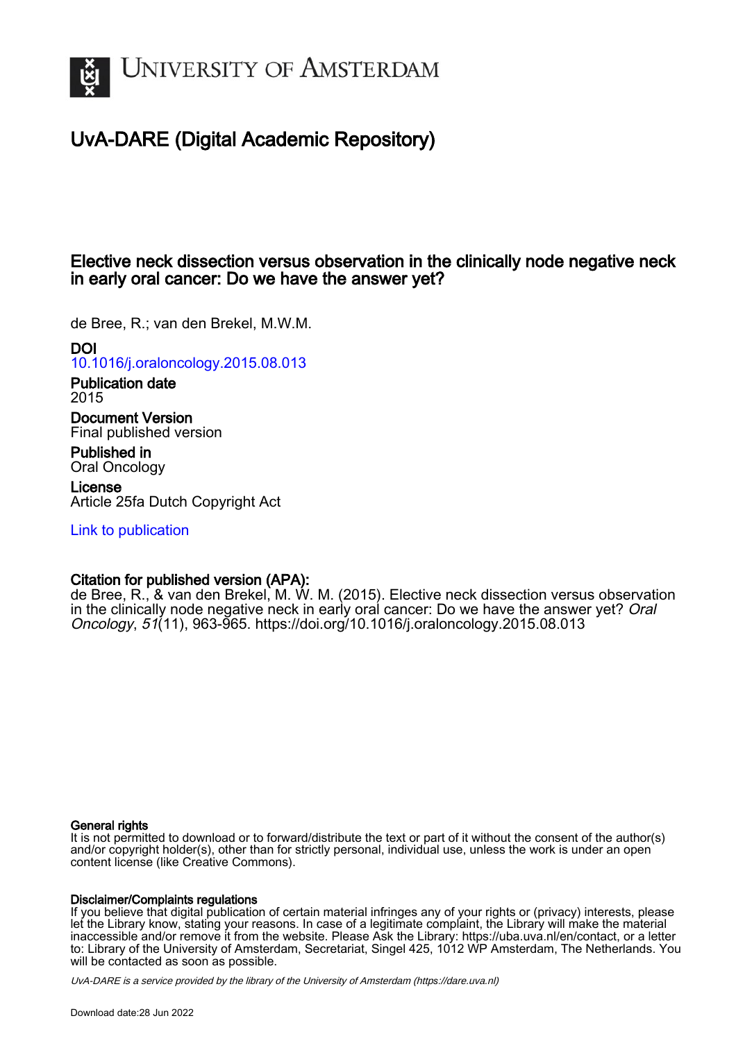# UvA-DARE (Digital Academic Repository)

## Elective neck dissection versus observation in the clinically node negative neck in early oral cancer: Do we have the answer yet?

de Bree, R.; van den Brekel, M.W.M.

**DOI**
10.1016/j.oraloncology.2015.08.013

**Publication date**
2015

**Document Version**
Final published version

**Published in**
Oral Oncology

**License**
Article 25fa Dutch Copyright Act

Link to publication

**Citation for published version (APA):**
de Bree, R., & van den Brekel, M. W. M. (2015). Elective neck dissection versus observation in the clinically node negative neck in early oral cancer: Do we have the answer yet? *Oral Oncology*, *51*(11), 963-965. https://doi.org/10.1016/j.oraloncology.2015.08.013

**General rights**
It is not permitted to download or to forward/distribute the text or part of it without the consent of the author(s) and/or copyright holder(s), other than for strictly personal, individual use, unless the work is under an open content license (like Creative Commons).

**Disclaimer/Complaints regulations**
If you believe that digital publication of certain material infringes any of your rights or (privacy) interests, please let the Library know, stating your reasons. In case of a legitimate complaint, the Library will make the material inaccessible and/or remove it from the website. Please Ask the Library: https://uba.uva.nl/en/contact, or a letter to: Library of the University of Amsterdam, Secretariat, Singel 425, 1012 WP Amsterdam, The Netherlands. You will be contacted as soon as possible.

*UvA-DARE is a service provided by the library of the University of Amsterdam (https://dare.uva.nl)*

Download date:28 Jun 2022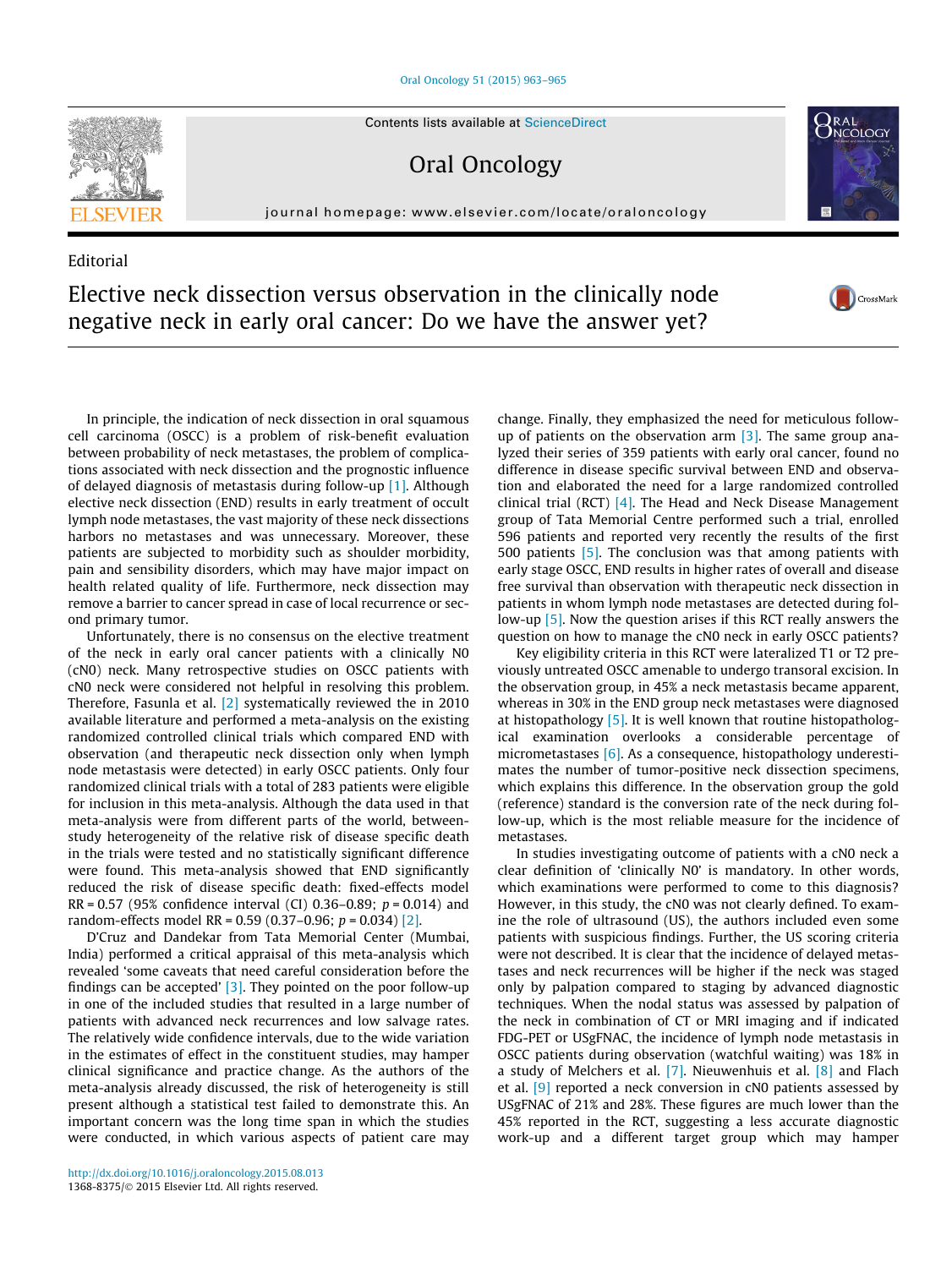Editorial

# Elective neck dissection versus observation in the clinically node negative neck in early oral cancer: Do we have the answer yet?

In principle, the indication of neck dissection in oral squamous cell carcinoma (OSCC) is a problem of risk-benefit evaluation between probability of neck metastases, the problem of complications associated with neck dissection and the prognostic influence of delayed diagnosis of metastasis during follow-up [1]. Although elective neck dissection (END) results in early treatment of occult lymph node metastases, the vast majority of these neck dissections harbors no metastases and was unnecessary. Moreover, these patients are subjected to morbidity such as shoulder morbidity, pain and sensibility disorders, which may have major impact on health related quality of life. Furthermore, neck dissection may remove a barrier to cancer spread in case of local recurrence or second primary tumor.

Unfortunately, there is no consensus on the elective treatment of the neck in early oral cancer patients with a clinically N0 (cN0) neck. Many retrospective studies on OSCC patients with cN0 neck were considered not helpful in resolving this problem. Therefore, Fasunla et al. [2] systematically reviewed the in 2010 available literature and performed a meta-analysis on the existing randomized controlled clinical trials which compared END with observation (and therapeutic neck dissection only when lymph node metastasis were detected) in early OSCC patients. Only four randomized clinical trials with a total of 283 patients were eligible for inclusion in this meta-analysis. Although the data used in that meta-analysis were from different parts of the world, between-study heterogeneity of the relative risk of disease specific death in the trials were tested and no statistically significant difference were found. This meta-analysis showed that END significantly reduced the risk of disease specific death: fixed-effects model RR = 0.57 (95% confidence interval (CI) 0.36–0.89; $p = 0.014$) and random-effects model RR = 0.59 (0.37–0.96; $p = 0.034$) [2].

D'Cruz and Dandekar from Tata Memorial Center (Mumbai, India) performed a critical appraisal of this meta-analysis which revealed 'some caveats that need careful consideration before the findings can be accepted' [3]. They pointed on the poor follow-up in one of the included studies that resulted in a large number of patients with advanced neck recurrences and low salvage rates. The relatively wide confidence intervals, due to the wide variation in the estimates of effect in the constituent studies, may hamper clinical significance and practice change. As the authors of the meta-analysis already discussed, the risk of heterogeneity is still present although a statistical test failed to demonstrate this. An important concern was the long time span in which the studies were conducted, in which various aspects of patient care may change. Finally, they emphasized the need for meticulous follow-up of patients on the observation arm [3]. The same group analyzed their series of 359 patients with early oral cancer, found no difference in disease specific survival between END and observation and elaborated the need for a large randomized controlled clinical trial (RCT) [4]. The Head and Neck Disease Management group of Tata Memorial Centre performed such a trial, enrolled 596 patients and reported very recently the results of the first 500 patients [5]. The conclusion was that among patients with early stage OSCC, END results in higher rates of overall and disease free survival than observation with therapeutic neck dissection in patients in whom lymph node metastases are detected during follow-up [5]. Now the question arises if this RCT really answers the question on how to manage the cN0 neck in early OSCC patients?

Key eligibility criteria in this RCT were lateralized T1 or T2 previously untreated OSCC amenable to undergo transoral excision. In the observation group, in 45% a neck metastasis became apparent, whereas in 30% in the END group neck metastases were diagnosed at histopathology [5]. It is well known that routine histopathological examination overlooks a considerable percentage of micrometastases [6]. As a consequence, histopathology underestimates the number of tumor-positive neck dissection specimens, which explains this difference. In the observation group the gold (reference) standard is the conversion rate of the neck during follow-up, which is the most reliable measure for the incidence of metastases.

In studies investigating outcome of patients with a cN0 neck a clear definition of 'clinically N0' is mandatory. In other words, which examinations were performed to come to this diagnosis? However, in this study, the cN0 was not clearly defined. To examine the role of ultrasound (US), the authors included even some patients with suspicious findings. Further, the US scoring criteria were not described. It is clear that the incidence of delayed metastases and neck recurrences will be higher if the neck was staged only by palpation compared to staging by advanced diagnostic techniques. When the nodal status was assessed by palpation of the neck in combination of CT or MRI imaging and if indicated FDG-PET or USgFNAC, the incidence of lymph node metastasis in OSCC patients during observation (watchful waiting) was 18% in a study of Melchers et al. [7]. Nieuwenhuis et al. [8] and Flach et al. [9] reported a neck conversion in cN0 patients assessed by USgFNAC of 21% and 28%. These figures are much lower than the 45% reported in the RCT, suggesting a less accurate diagnostic work-up and a different target group which may hamper

http://dx.doi.org/10.1016/j.oraloncology.2015.08.013
1368-8375/© 2015 Elsevier Ltd. All rights reserved.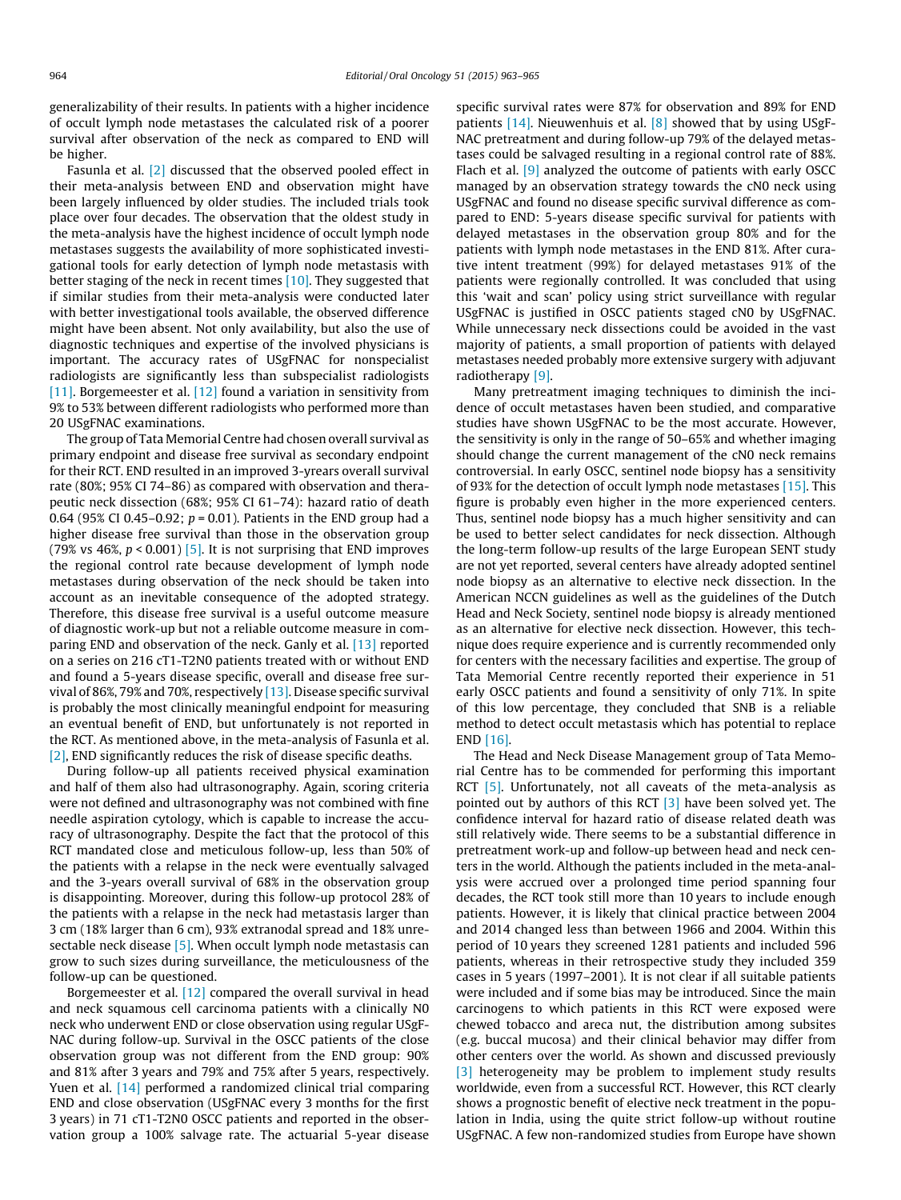generalizability of their results. In patients with a higher incidence of occult lymph node metastases the calculated risk of a poorer survival after observation of the neck as compared to END will be higher.

Fasunla et al. [2] discussed that the observed pooled effect in their meta-analysis between END and observation might have been largely influenced by older studies. The included trials took place over four decades. The observation that the oldest study in the meta-analysis have the highest incidence of occult lymph node metastases suggests the availability of more sophisticated investigational tools for early detection of lymph node metastasis with better staging of the neck in recent times [10]. They suggested that if similar studies from their meta-analysis were conducted later with better investigational tools available, the observed difference might have been absent. Not only availability, but also the use of diagnostic techniques and expertise of the involved physicians is important. The accuracy rates of USgFNAC for nonspecialist radiologists are significantly less than subspecialist radiologists [11]. Borgemeester et al. [12] found a variation in sensitivity from 9% to 53% between different radiologists who performed more than 20 USgFNAC examinations.

The group of Tata Memorial Centre had chosen overall survival as primary endpoint and disease free survival as secondary endpoint for their RCT. END resulted in an improved 3-yrears overall survival rate (80%; 95% CI 74–86) as compared with observation and therapeutic neck dissection (68%; 95% CI 61–74): hazard ratio of death 0.64 (95% CI 0.45–0.92; $p = 0.01$). Patients in the END group had a higher disease free survival than those in the observation group (79% vs 46%, $p < 0.001$) [5]. It is not surprising that END improves the regional control rate because development of lymph node metastases during observation of the neck should be taken into account as an inevitable consequence of the adopted strategy. Therefore, this disease free survival is a useful outcome measure of diagnostic work-up but not a reliable outcome measure in comparing END and observation of the neck. Ganly et al. [13] reported on a series on 216 cT1-T2N0 patients treated with or without END and found a 5-years disease specific, overall and disease free survival of 86%, 79% and 70%, respectively [13]. Disease specific survival is probably the most clinically meaningful endpoint for measuring an eventual benefit of END, but unfortunately is not reported in the RCT. As mentioned above, in the meta-analysis of Fasunla et al. [2], END significantly reduces the risk of disease specific deaths.

During follow-up all patients received physical examination and half of them also had ultrasonography. Again, scoring criteria were not defined and ultrasonography was not combined with fine needle aspiration cytology, which is capable to increase the accuracy of ultrasonography. Despite the fact that the protocol of this RCT mandated close and meticulous follow-up, less than 50% of the patients with a relapse in the neck were eventually salvaged and the 3-years overall survival of 68% in the observation group is disappointing. Moreover, during this follow-up protocol 28% of the patients with a relapse in the neck had metastasis larger than 3 cm (18% larger than 6 cm), 93% extranodal spread and 18% unresectable neck disease [5]. When occult lymph node metastasis can grow to such sizes during surveillance, the meticulousness of the follow-up can be questioned.

Borgemeester et al. [12] compared the overall survival in head and neck squamous cell carcinoma patients with a clinically N0 neck who underwent END or close observation using regular USgFNAC during follow-up. Survival in the OSCC patients of the close observation group was not different from the END group: 90% and 81% after 3 years and 79% and 75% after 5 years, respectively. Yuen et al. [14] performed a randomized clinical trial comparing END and close observation (USgFNAC every 3 months for the first 3 years) in 71 cT1-T2N0 OSCC patients and reported in the observation group a 100% salvage rate. The actuarial 5-year disease specific survival rates were 87% for observation and 89% for END patients [14]. Nieuwenhuis et al. [8] showed that by using USgFNAC pretreatment and during follow-up 79% of the delayed metastases could be salvaged resulting in a regional control rate of 88%. Flach et al. [9] analyzed the outcome of patients with early OSCC managed by an observation strategy towards the cN0 neck using USgFNAC and found no disease specific survival difference as compared to END: 5-years disease specific survival for patients with delayed metastases in the observation group 80% and for the patients with lymph node metastases in the END 81%. After curative intent treatment (99%) for delayed metastases 91% of the patients were regionally controlled. It was concluded that using this 'wait and scan' policy using strict surveillance with regular USgFNAC is justified in OSCC patients staged cN0 by USgFNAC. While unnecessary neck dissections could be avoided in the vast majority of patients, a small proportion of patients with delayed metastases needed probably more extensive surgery with adjuvant radiotherapy [9].

Many pretreatment imaging techniques to diminish the incidence of occult metastases haven been studied, and comparative studies have shown USgFNAC to be the most accurate. However, the sensitivity is only in the range of 50–65% and whether imaging should change the current management of the cN0 neck remains controversial. In early OSCC, sentinel node biopsy has a sensitivity of 93% for the detection of occult lymph node metastases [15]. This figure is probably even higher in the more experienced centers. Thus, sentinel node biopsy has a much higher sensitivity and can be used to better select candidates for neck dissection. Although the long-term follow-up results of the large European SENT study are not yet reported, several centers have already adopted sentinel node biopsy as an alternative to elective neck dissection. In the American NCCN guidelines as well as the guidelines of the Dutch Head and Neck Society, sentinel node biopsy is already mentioned as an alternative for elective neck dissection. However, this technique does require experience and is currently recommended only for centers with the necessary facilities and expertise. The group of Tata Memorial Centre recently reported their experience in 51 early OSCC patients and found a sensitivity of only 71%. In spite of this low percentage, they concluded that SNB is a reliable method to detect occult metastasis which has potential to replace END [16].

The Head and Neck Disease Management group of Tata Memorial Centre has to be commended for performing this important RCT [5]. Unfortunately, not all caveats of the meta-analysis as pointed out by authors of this RCT [3] have been solved yet. The confidence interval for hazard ratio of disease related death was still relatively wide. There seems to be a substantial difference in pretreatment work-up and follow-up between head and neck centers in the world. Although the patients included in the meta-analysis were accrued over a prolonged time period spanning four decades, the RCT took still more than 10 years to include enough patients. However, it is likely that clinical practice between 2004 and 2014 changed less than between 1966 and 2004. Within this period of 10 years they screened 1281 patients and included 596 patients, whereas in their retrospective study they included 359 cases in 5 years (1997–2001). It is not clear if all suitable patients were included and if some bias may be introduced. Since the main carcinogens to which patients in this RCT were exposed were chewed tobacco and areca nut, the distribution among subsites (e.g. buccal mucosa) and their clinical behavior may differ from other centers over the world. As shown and discussed previously [3] heterogeneity may be problem to implement study results worldwide, even from a successful RCT. However, this RCT clearly shows a prognostic benefit of elective neck treatment in the population in India, using the quite strict follow-up without routine USgFNAC. A few non-randomized studies from Europe have shown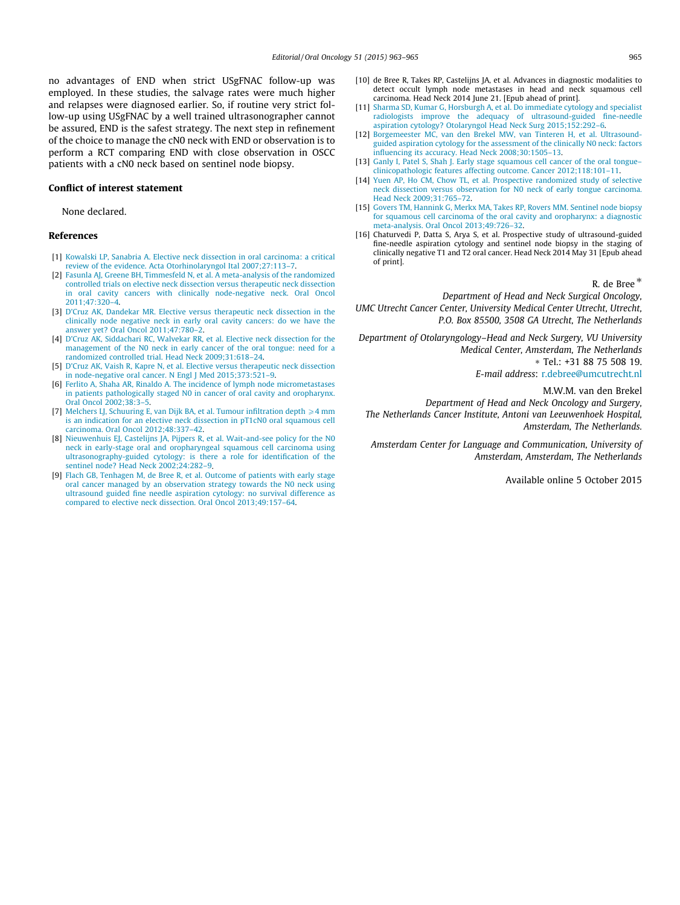no advantages of END when strict USgFNAC follow-up was employed. In these studies, the salvage rates were much higher and relapses were diagnosed earlier. So, if routine very strict follow-up using USgFNAC by a well trained ultrasonographer cannot be assured, END is the safest strategy. The next step in refinement of the choice to manage the cN0 neck with END or observation is to perform a RCT comparing END with close observation in OSCC patients with a cN0 neck based on sentinel node biopsy.

## Conflict of interest statement

None declared.

## References

[1] Kowalski LP, Sanabria A. Elective neck dissection in oral carcinoma: a critical review of the evidence. Acta Otorhinolaryngol Ital 2007;27:113–7.

[2] Fasunla AJ, Greene BH, Timmesfeld N, et al. A meta-analysis of the randomized controlled trials on elective neck dissection versus therapeutic neck dissection in oral cavity cancers with clinically node-negative neck. Oral Oncol 2011;47:320–4.

[3] D'Cruz AK, Dandekar MR. Elective versus therapeutic neck dissection in the clinically node negative neck in early oral cavity cancers: do we have the answer yet? Oral Oncol 2011;47:780–2.

[4] D'Cruz AK, Siddachari RC, Walvekar RR, et al. Elective neck dissection for the management of the N0 neck in early cancer of the oral tongue: need for a randomized controlled trial. Head Neck 2009;31:618–24.

[5] D'Cruz AK, Vaish R, Kapre N, et al. Elective versus therapeutic neck dissection in node-negative oral cancer. N Engl J Med 2015;373:521–9.

[6] Ferlito A, Shaha AR, Rinaldo A. The incidence of lymph node micrometastases in patients pathologically staged N0 in cancer of oral cavity and oropharynx. Oral Oncol 2002;38:3–5.

[7] Melchers LJ, Schuuring E, van Dijk BA, et al. Tumour infiltration depth ⩾4 mm is an indication for an elective neck dissection in pT1cN0 oral squamous cell carcinoma. Oral Oncol 2012;48:337–42.

[8] Nieuwenhuis EJ, Castelijns JA, Pijpers R, et al. Wait-and-see policy for the N0 neck in early-stage oral and oropharyngeal squamous cell carcinoma using ultrasonography-guided cytology: is there a role for identification of the sentinel node? Head Neck 2002;24:282–9.

[9] Flach GB, Tenhagen M, de Bree R, et al. Outcome of patients with early stage oral cancer managed by an observation strategy towards the N0 neck using ultrasound guided fine needle aspiration cytology: no survival difference as compared to elective neck dissection. Oral Oncol 2013;49:157–64.

[10] de Bree R, Takes RP, Castelijns JA, et al. Advances in diagnostic modalities to detect occult lymph node metastases in head and neck squamous cell carcinoma. Head Neck 2014 June 21. [Epub ahead of print].

[11] Sharma SD, Kumar G, Horsburgh A, et al. Do immediate cytology and specialist radiologists improve the adequacy of ultrasound-guided fine-needle aspiration cytology? Otolaryngol Head Neck Surg 2015;152:292–6.

[12] Borgemeester MC, van den Brekel MW, van Tinteren H, et al. Ultrasound-guided aspiration cytology for the assessment of the clinically N0 neck: factors influencing its accuracy. Head Neck 2008;30:1505–13.

[13] Ganly I, Patel S, Shah J. Early stage squamous cell cancer of the oral tongue–clinicopathologic features affecting outcome. Cancer 2012;118:101–11.

[14] Yuen AP, Ho CM, Chow TL, et al. Prospective randomized study of selective neck dissection versus observation for N0 neck of early tongue carcinoma. Head Neck 2009;31:765–72.

[15] Govers TM, Hannink G, Merkx MA, Takes RP, Rovers MM. Sentinel node biopsy for squamous cell carcinoma of the oral cavity and oropharynx: a diagnostic meta-analysis. Oral Oncol 2013;49:726–32.

[16] Chaturvedi P, Datta S, Arya S, et al. Prospective study of ultrasound-guided fine-needle aspiration cytology and sentinel node biopsy in the staging of clinically negative T1 and T2 oral cancer. Head Neck 2014 May 31 [Epub ahead of print].

R. de Bree *

*Department of Head and Neck Surgical Oncology, UMC Utrecht Cancer Center, University Medical Center Utrecht, Utrecht, P.O. Box 85500, 3508 GA Utrecht, The Netherlands*

*Department of Otolaryngology–Head and Neck Surgery, VU University Medical Center, Amsterdam, The Netherlands*

* Tel.: +31 88 75 508 19.

*E-mail address*: r.debree@umcutrecht.nl

M.W.M. van den Brekel

*Department of Head and Neck Oncology and Surgery, The Netherlands Cancer Institute, Antoni van Leeuwenhoek Hospital, Amsterdam, The Netherlands.*

*Amsterdam Center for Language and Communication, University of Amsterdam, Amsterdam, The Netherlands*

Available online 5 October 2015